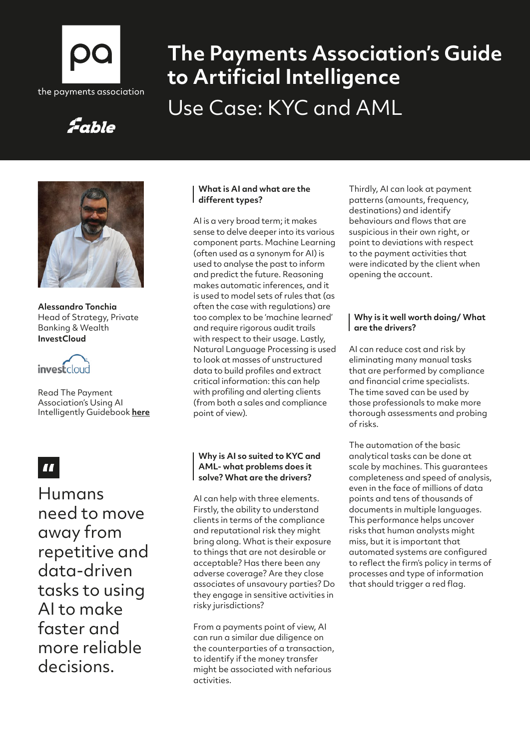# The Payments Association's Guide to Artificial Intelligence

## Use Case: KYC and AML

**Alessandro Tonchia**
Head of Strategy, Private Banking & Wealth
**InvestCloud**

Read The Payment Association's Using AI Intelligently Guidebook **here**

> Humans need to move away from repetitive and data-driven tasks to using AI to make faster and more reliable decisions.

### What is AI and what are the different types?

AI is a very broad term; it makes sense to delve deeper into its various component parts. Machine Learning (often used as a synonym for AI) is used to analyse the past to inform and predict the future. Reasoning makes automatic inferences, and it is used to model sets of rules that (as often the case with regulations) are too complex to be 'machine learned' and require rigorous audit trails with respect to their usage. Lastly, Natural Language Processing is used to look at masses of unstructured data to build profiles and extract critical information: this can help with profiling and alerting clients (from both a sales and compliance point of view).

### Why is AI so suited to KYC and AML- what problems does it solve? What are the drivers?

AI can help with three elements. Firstly, the ability to understand clients in terms of the compliance and reputational risk they might bring along. What is their exposure to things that are not desirable or acceptable? Has there been any adverse coverage? Are they close associates of unsavoury parties? Do they engage in sensitive activities in risky jurisdictions?

From a payments point of view, AI can run a similar due diligence on the counterparties of a transaction, to identify if the money transfer might be associated with nefarious activities.

Thirdly, AI can look at payment patterns (amounts, frequency, destinations) and identify behaviours and flows that are suspicious in their own right, or point to deviations with respect to the payment activities that were indicated by the client when opening the account.

### Why is it well worth doing/ What are the drivers?

AI can reduce cost and risk by eliminating many manual tasks that are performed by compliance and financial crime specialists. The time saved can be used by those professionals to make more thorough assessments and probing of risks.

The automation of the basic analytical tasks can be done at scale by machines. This guarantees completeness and speed of analysis, even in the face of millions of data points and tens of thousands of documents in multiple languages. This performance helps uncover risks that human analysts might miss, but it is important that automated systems are configured to reflect the firm's policy in terms of processes and type of information that should trigger a red flag.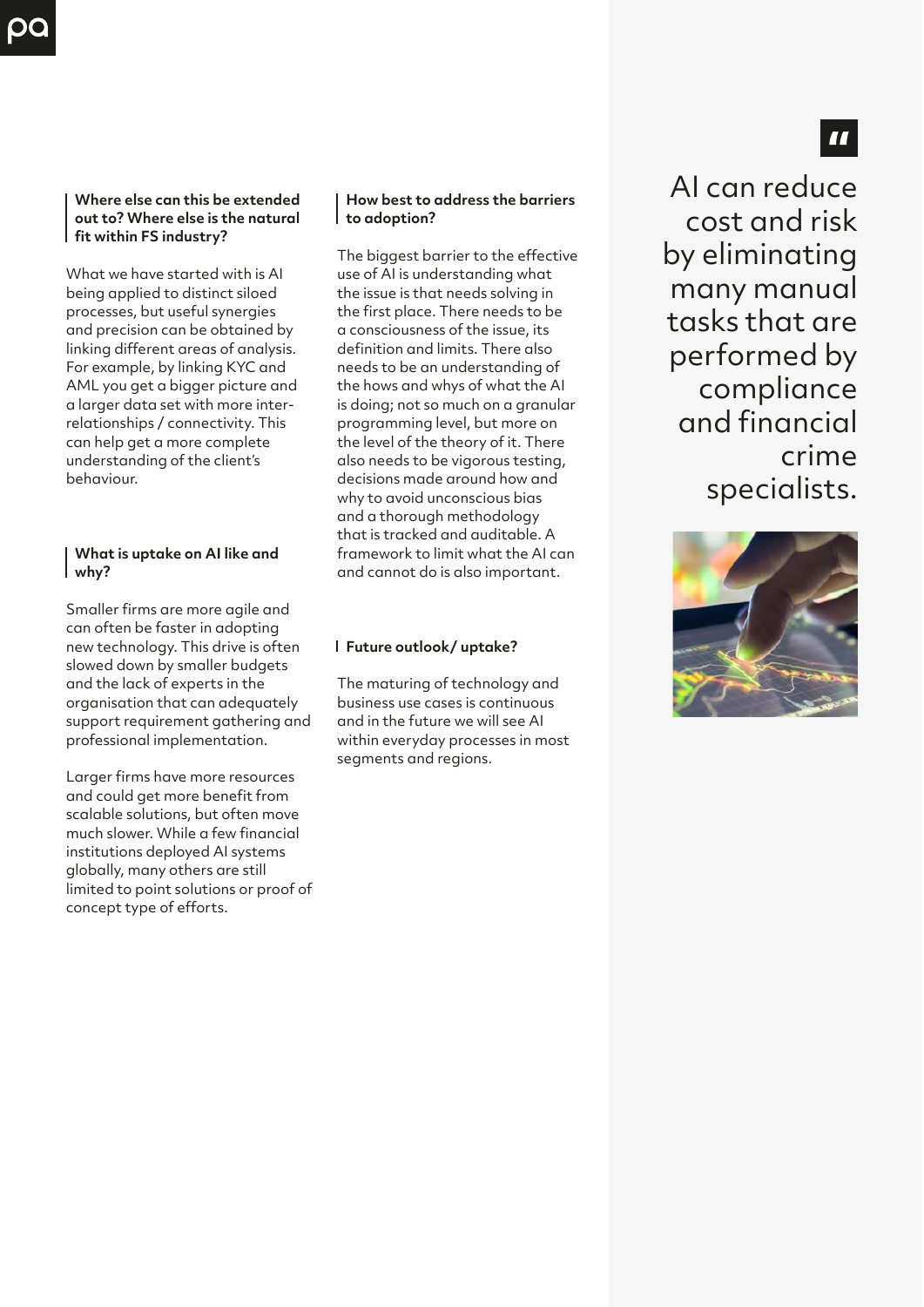### Where else can this be extended out to? Where else is the natural fit within FS industry?

What we have started with is AI being applied to distinct siloed processes, but useful synergies and precision can be obtained by linking different areas of analysis. For example, by linking KYC and AML you get a bigger picture and a larger data set with more inter-relationships / connectivity. This can help get a more complete understanding of the client's behaviour.

### What is uptake on AI like and why?

Smaller firms are more agile and can often be faster in adopting new technology. This drive is often slowed down by smaller budgets and the lack of experts in the organisation that can adequately support requirement gathering and professional implementation.

Larger firms have more resources and could get more benefit from scalable solutions, but often move much slower. While a few financial institutions deployed AI systems globally, many others are still limited to point solutions or proof of concept type of efforts.

### How best to address the barriers to adoption?

The biggest barrier to the effective use of AI is understanding what the issue is that needs solving in the first place. There needs to be a consciousness of the issue, its definition and limits. There also needs to be an understanding of the hows and whys of what the AI is doing; not so much on a granular programming level, but more on the level of the theory of it. There also needs to be vigorous testing, decisions made around how and why to avoid unconscious bias and a thorough methodology that is tracked and auditable. A framework to limit what the AI can and cannot do is also important.

### Future outlook/ uptake?

The maturing of technology and business use cases is continuous and in the future we will see AI within everyday processes in most segments and regions.

> AI can reduce cost and risk by eliminating many manual tasks that are performed by compliance and financial crime specialists.